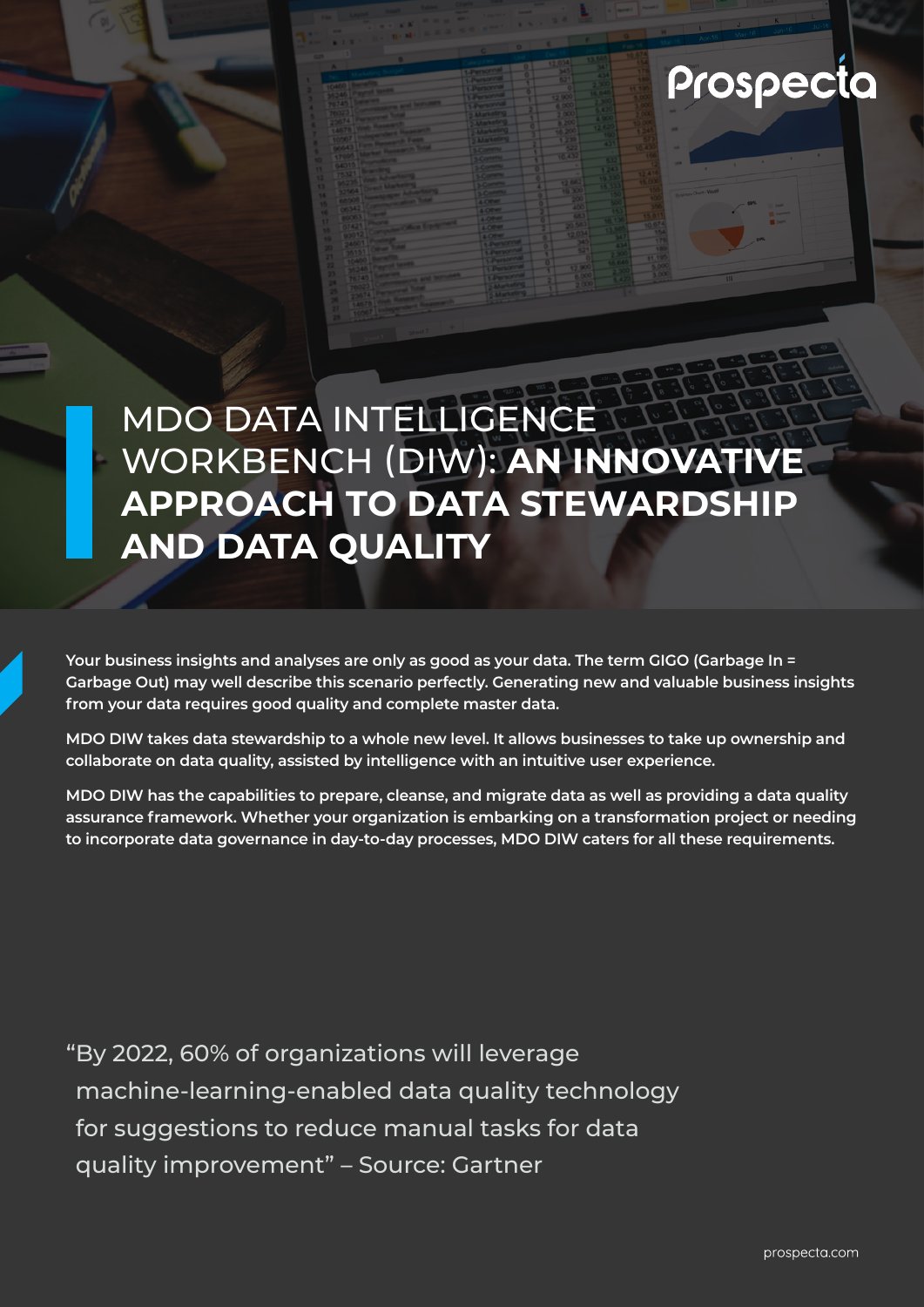Prospecta

# MDO DATA INTELLIGENCE WORKBENCH (DIW): **AN INNOVATIVE APPROACH TO DATA STEWARDSHIP AND DATA QUALITY**

**Your business insights and analyses are only as good as your data. The term GIGO (Garbage In = Garbage Out) may well describe this scenario perfectly. Generating new and valuable business insights from your data requires good quality and complete master data.**

**MDO DIW takes data stewardship to a whole new level. It allows businesses to take up ownership and collaborate on data quality, assisted by intelligence with an intuitive user experience.**

**MDO DIW has the capabilities to prepare, cleanse, and migrate data as well as providing a data quality assurance framework. Whether your organization is embarking on a transformation project or needing to incorporate data governance in day-to-day processes, MDO DIW caters for all these requirements.**

"By 2022, 60% of organizations will leverage machine-learning-enabled data quality technology for suggestions to reduce manual tasks for data quality improvement" – Source: Gartner

prospecta.com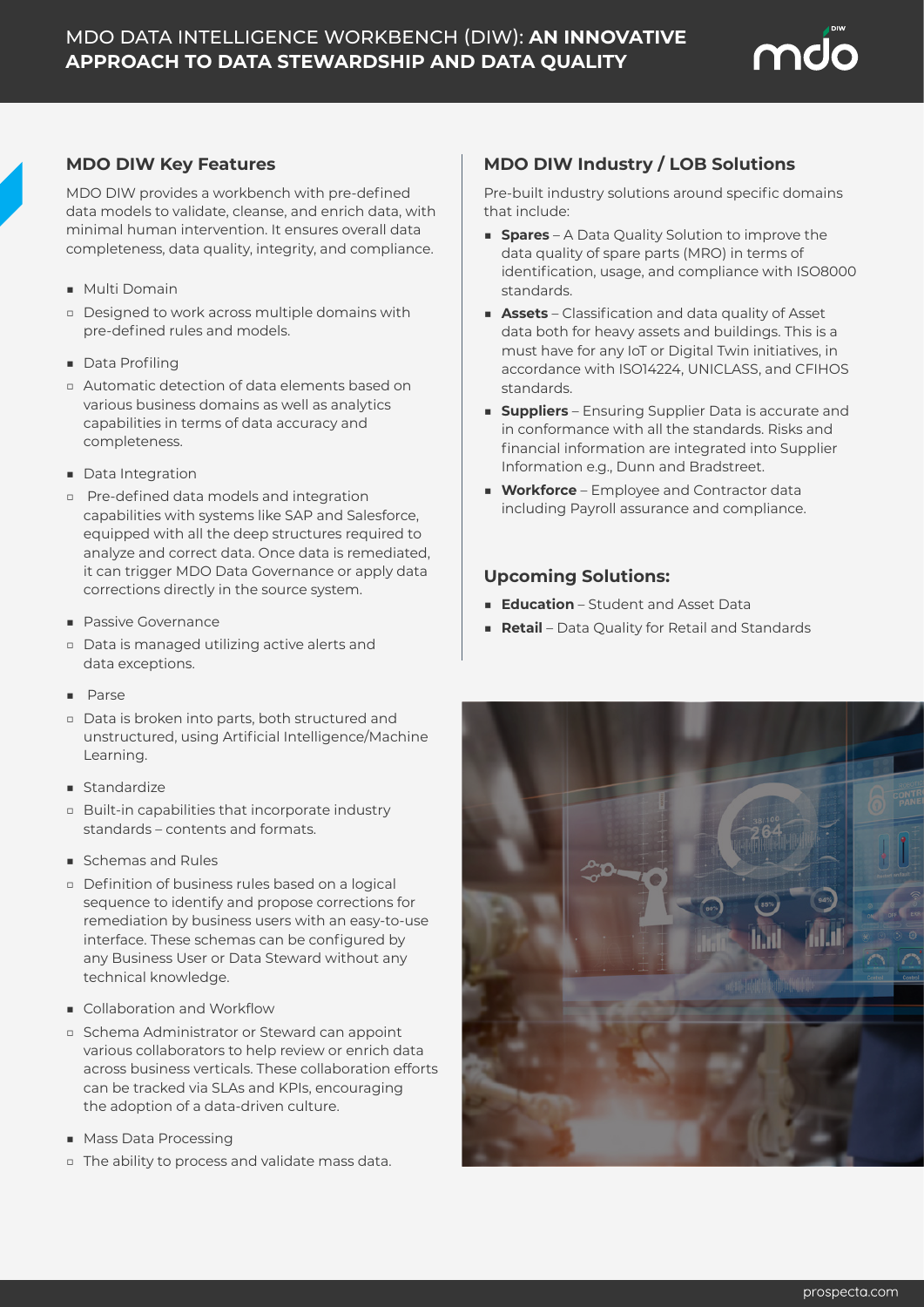# MDO DATA INTELLIGENCE WORKBENCH (DIW): **AN INNOVATIVE APPROACH TO DATA STEWARDSHIP AND DATA QUALITY**

## MDO DIW Key Features

MDO DIW provides a workbench with pre-defined data models to validate, cleanse, and enrich data, with minimal human intervention. It ensures overall data completeness, data quality, integrity, and compliance.

- Multi Domain
  - Designed to work across multiple domains with pre-defined rules and models.
- Data Profiling
  - Automatic detection of data elements based on various business domains as well as analytics capabilities in terms of data accuracy and completeness.
- Data Integration
  - Pre-defined data models and integration capabilities with systems like SAP and Salesforce, equipped with all the deep structures required to analyze and correct data. Once data is remediated, it can trigger MDO Data Governance or apply data corrections directly in the source system.
- Passive Governance
  - Data is managed utilizing active alerts and data exceptions.
- Parse
  - Data is broken into parts, both structured and unstructured, using Artificial Intelligence/Machine Learning.
- Standardize
  - Built-in capabilities that incorporate industry standards – contents and formats.
- Schemas and Rules
  - Definition of business rules based on a logical sequence to identify and propose corrections for remediation by business users with an easy-to-use interface. These schemas can be configured by any Business User or Data Steward without any technical knowledge.
- Collaboration and Workflow
  - Schema Administrator or Steward can appoint various collaborators to help review or enrich data across business verticals. These collaboration efforts can be tracked via SLAs and KPIs, encouraging the adoption of a data-driven culture.
- Mass Data Processing
  - The ability to process and validate mass data.

## MDO DIW Industry / LOB Solutions

Pre-built industry solutions around specific domains that include:

- **Spares** – A Data Quality Solution to improve the data quality of spare parts (MRO) in terms of identification, usage, and compliance with ISO8000 standards.
- **Assets** – Classification and data quality of Asset data both for heavy assets and buildings. This is a must have for any IoT or Digital Twin initiatives, in accordance with ISO14224, UNICLASS, and CFIHOS standards.
- **Suppliers** – Ensuring Supplier Data is accurate and in conformance with all the standards. Risks and financial information are integrated into Supplier Information e.g., Dunn and Bradstreet.
- **Workforce** – Employee and Contractor data including Payroll assurance and compliance.

## Upcoming Solutions:

- **Education** – Student and Asset Data
- **Retail** – Data Quality for Retail and Standards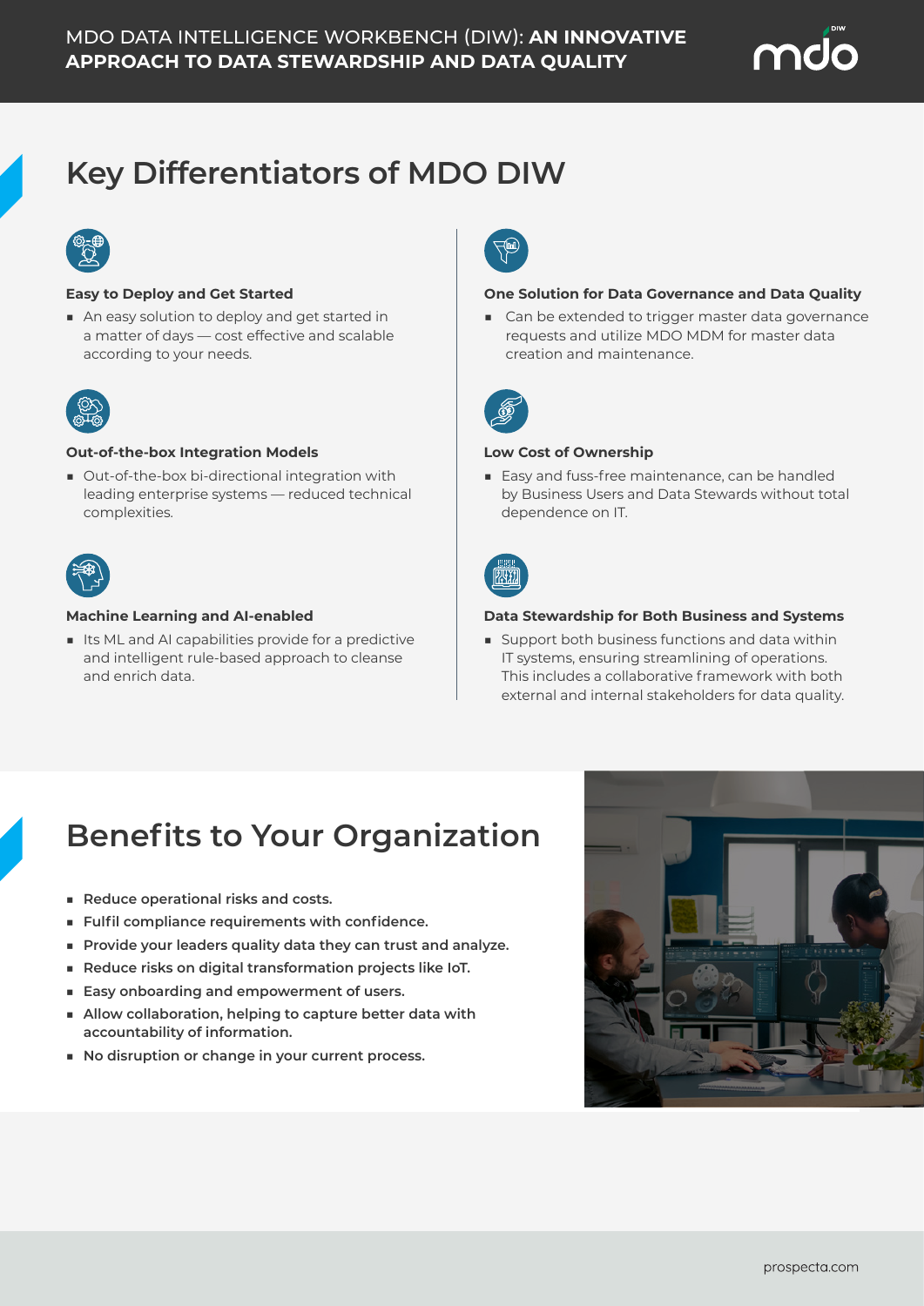# Key Differentiators of MDO DIW

### Easy to Deploy and Get Started

- An easy solution to deploy and get started in a matter of days — cost effective and scalable according to your needs.

### Out-of-the-box Integration Models

- Out-of-the-box bi-directional integration with leading enterprise systems — reduced technical complexities.

### Machine Learning and AI-enabled

- Its ML and AI capabilities provide for a predictive and intelligent rule-based approach to cleanse and enrich data.

### One Solution for Data Governance and Data Quality

- Can be extended to trigger master data governance requests and utilize MDO MDM for master data creation and maintenance.

### Low Cost of Ownership

- Easy and fuss-free maintenance, can be handled by Business Users and Data Stewards without total dependence on IT.

### Data Stewardship for Both Business and Systems

- Support both business functions and data within IT systems, ensuring streamlining of operations. This includes a collaborative framework with both external and internal stakeholders for data quality.

# Benefits to Your Organization

- **Reduce operational risks and costs.**
- **Fulfil compliance requirements with confidence.**
- **Provide your leaders quality data they can trust and analyze.**
- **Reduce risks on digital transformation projects like IoT.**
- **Easy onboarding and empowerment of users.**
- **Allow collaboration, helping to capture better data with accountability of information.**
- **No disruption or change in your current process.**

prospecta.com